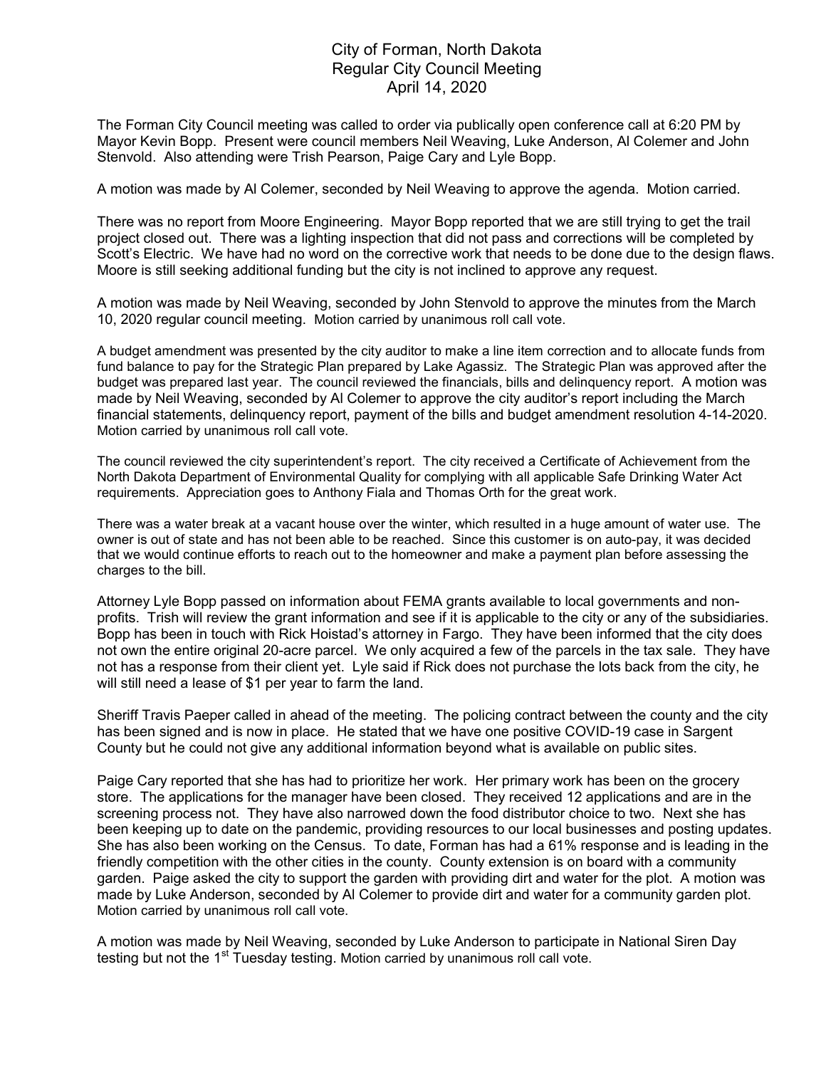# City of Forman, North Dakota
## Regular City Council Meeting
### April 14, 2020

The Forman City Council meeting was called to order via publically open conference call at 6:20 PM by Mayor Kevin Bopp. Present were council members Neil Weaving, Luke Anderson, Al Colemer and John Stenvold. Also attending were Trish Pearson, Paige Cary and Lyle Bopp.

A motion was made by Al Colemer, seconded by Neil Weaving to approve the agenda. Motion carried.

There was no report from Moore Engineering. Mayor Bopp reported that we are still trying to get the trail project closed out. There was a lighting inspection that did not pass and corrections will be completed by Scott's Electric. We have had no word on the corrective work that needs to be done due to the design flaws. Moore is still seeking additional funding but the city is not inclined to approve any request.

A motion was made by Neil Weaving, seconded by John Stenvold to approve the minutes from the March 10, 2020 regular council meeting. Motion carried by unanimous roll call vote.

A budget amendment was presented by the city auditor to make a line item correction and to allocate funds from fund balance to pay for the Strategic Plan prepared by Lake Agassiz. The Strategic Plan was approved after the budget was prepared last year. The council reviewed the financials, bills and delinquency report. A motion was made by Neil Weaving, seconded by Al Colemer to approve the city auditor's report including the March financial statements, delinquency report, payment of the bills and budget amendment resolution 4-14-2020. Motion carried by unanimous roll call vote.

The council reviewed the city superintendent's report. The city received a Certificate of Achievement from the North Dakota Department of Environmental Quality for complying with all applicable Safe Drinking Water Act requirements. Appreciation goes to Anthony Fiala and Thomas Orth for the great work.

There was a water break at a vacant house over the winter, which resulted in a huge amount of water use. The owner is out of state and has not been able to be reached. Since this customer is on auto-pay, it was decided that we would continue efforts to reach out to the homeowner and make a payment plan before assessing the charges to the bill.

Attorney Lyle Bopp passed on information about FEMA grants available to local governments and non-profits. Trish will review the grant information and see if it is applicable to the city or any of the subsidiaries. Bopp has been in touch with Rick Hoistad's attorney in Fargo. They have been informed that the city does not own the entire original 20-acre parcel. We only acquired a few of the parcels in the tax sale. They have not has a response from their client yet. Lyle said if Rick does not purchase the lots back from the city, he will still need a lease of $1 per year to farm the land.

Sheriff Travis Paeper called in ahead of the meeting. The policing contract between the county and the city has been signed and is now in place. He stated that we have one positive COVID-19 case in Sargent County but he could not give any additional information beyond what is available on public sites.

Paige Cary reported that she has had to prioritize her work. Her primary work has been on the grocery store. The applications for the manager have been closed. They received 12 applications and are in the screening process not. They have also narrowed down the food distributor choice to two. Next she has been keeping up to date on the pandemic, providing resources to our local businesses and posting updates. She has also been working on the Census. To date, Forman has had a 61% response and is leading in the friendly competition with the other cities in the county. County extension is on board with a community garden. Paige asked the city to support the garden with providing dirt and water for the plot. A motion was made by Luke Anderson, seconded by Al Colemer to provide dirt and water for a community garden plot. Motion carried by unanimous roll call vote.

A motion was made by Neil Weaving, seconded by Luke Anderson to participate in National Siren Day testing but not the 1st Tuesday testing. Motion carried by unanimous roll call vote.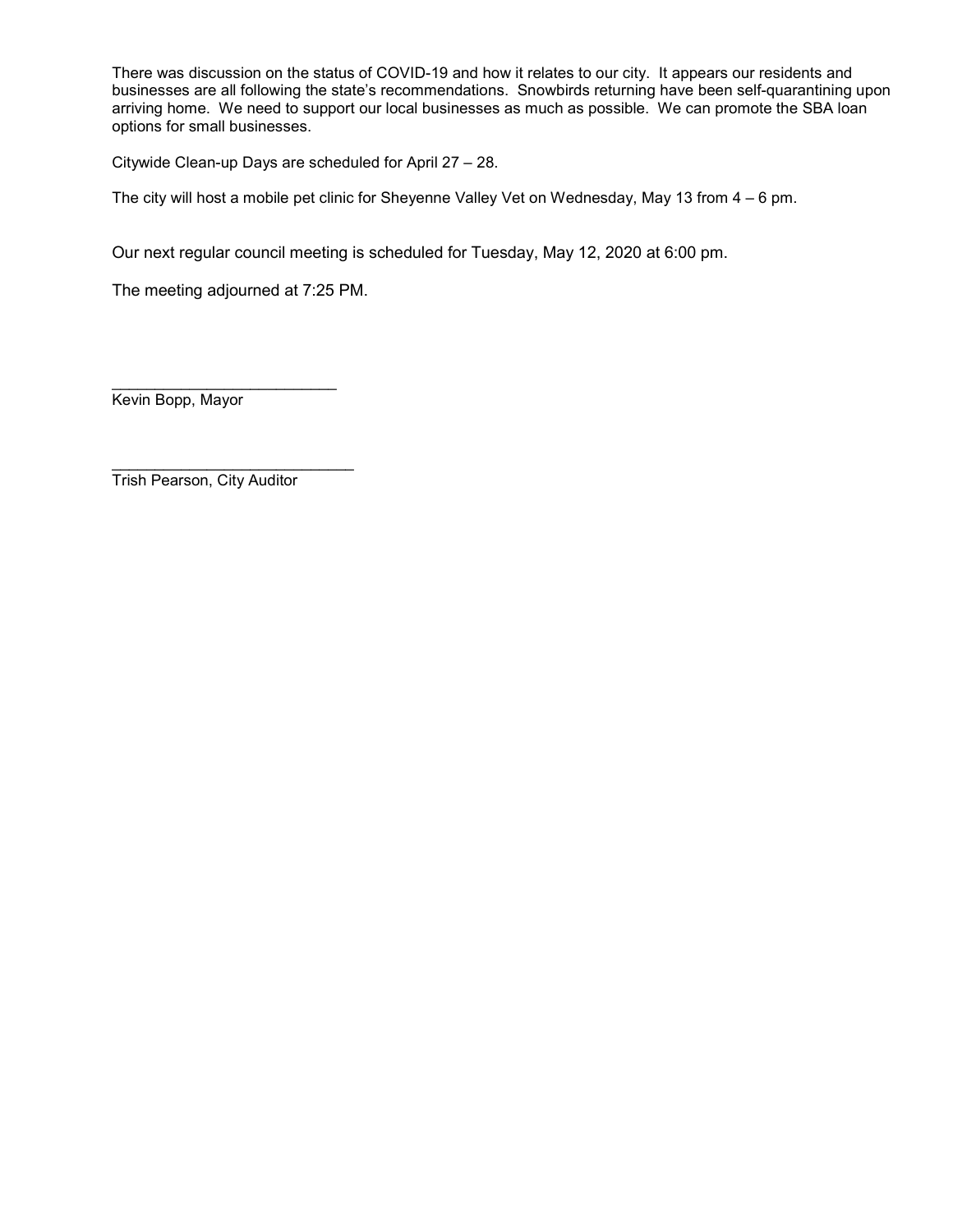There was discussion on the status of COVID-19 and how it relates to our city. It appears our residents and businesses are all following the state's recommendations. Snowbirds returning have been self-quarantining upon arriving home. We need to support our local businesses as much as possible. We can promote the SBA loan options for small businesses.

Citywide Clean-up Days are scheduled for April 27 – 28.

The city will host a mobile pet clinic for Sheyenne Valley Vet on Wednesday, May 13 from 4 – 6 pm.

Our next regular council meeting is scheduled for Tuesday, May 12, 2020 at 6:00 pm.

The meeting adjourned at 7:25 PM.

___________________________
Kevin Bopp, Mayor

______________________________
Trish Pearson, City Auditor